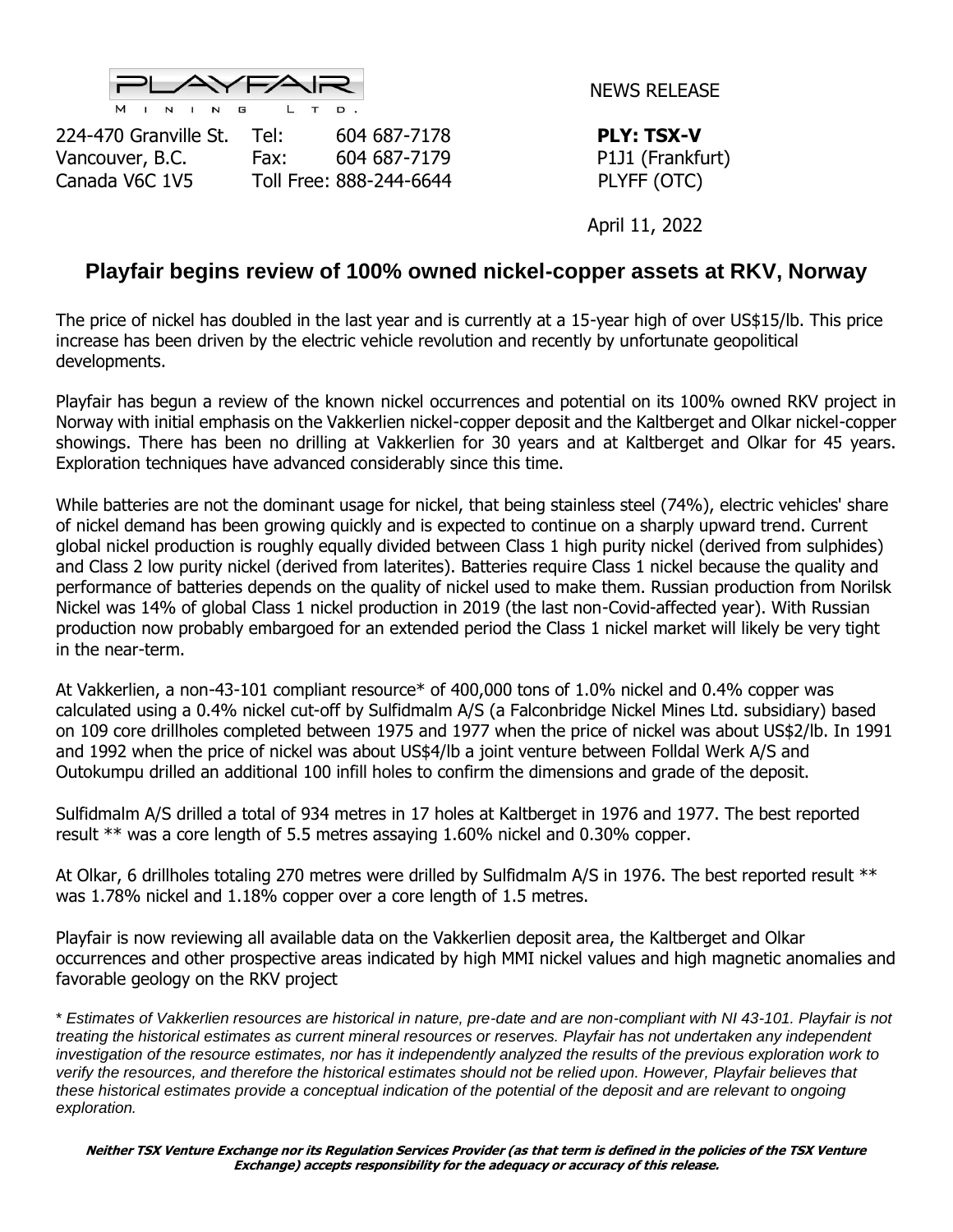PLAYFAIR MINING LTD.

224-470 Granville St.
Vancouver, B.C.
Canada V6C 1V5

Tel: 604 687-7178
Fax: 604 687-7179
Toll Free: 888-244-6644

NEWS RELEASE

**PLY: TSX-V**
P1J1 (Frankfurt)
PLYFF (OTC)

April 11, 2022

# Playfair begins review of 100% owned nickel-copper assets at RKV, Norway

The price of nickel has doubled in the last year and is currently at a 15-year high of over US$15/lb. This price increase has been driven by the electric vehicle revolution and recently by unfortunate geopolitical developments.

Playfair has begun a review of the known nickel occurrences and potential on its 100% owned RKV project in Norway with initial emphasis on the Vakkerlien nickel-copper deposit and the Kaltberget and Olkar nickel-copper showings. There has been no drilling at Vakkerlien for 30 years and at Kaltberget and Olkar for 45 years. Exploration techniques have advanced considerably since this time.

While batteries are not the dominant usage for nickel, that being stainless steel (74%), electric vehicles' share of nickel demand has been growing quickly and is expected to continue on a sharply upward trend. Current global nickel production is roughly equally divided between Class 1 high purity nickel (derived from sulphides) and Class 2 low purity nickel (derived from laterites). Batteries require Class 1 nickel because the quality and performance of batteries depends on the quality of nickel used to make them. Russian production from Norilsk Nickel was 14% of global Class 1 nickel production in 2019 (the last non-Covid-affected year). With Russian production now probably embargoed for an extended period the Class 1 nickel market will likely be very tight in the near-term.

At Vakkerlien, a non-43-101 compliant resource* of 400,000 tons of 1.0% nickel and 0.4% copper was calculated using a 0.4% nickel cut-off by Sulfidmalm A/S (a Falconbridge Nickel Mines Ltd. subsidiary) based on 109 core drillholes completed between 1975 and 1977 when the price of nickel was about US$2/lb. In 1991 and 1992 when the price of nickel was about US$4/lb a joint venture between Folldal Werk A/S and Outokumpu drilled an additional 100 infill holes to confirm the dimensions and grade of the deposit.

Sulfidmalm A/S drilled a total of 934 metres in 17 holes at Kaltberget in 1976 and 1977. The best reported result ** was a core length of 5.5 metres assaying 1.60% nickel and 0.30% copper.

At Olkar, 6 drillholes totaling 270 metres were drilled by Sulfidmalm A/S in 1976. The best reported result ** was 1.78% nickel and 1.18% copper over a core length of 1.5 metres.

Playfair is now reviewing all available data on the Vakkerlien deposit area, the Kaltberget and Olkar occurrences and other prospective areas indicated by high MMI nickel values and high magnetic anomalies and favorable geology on the RKV project

*\* Estimates of Vakkerlien resources are historical in nature, pre-date and are non-compliant with NI 43-101. Playfair is not treating the historical estimates as current mineral resources or reserves. Playfair has not undertaken any independent investigation of the resource estimates, nor has it independently analyzed the results of the previous exploration work to verify the resources, and therefore the historical estimates should not be relied upon. However, Playfair believes that these historical estimates provide a conceptual indication of the potential of the deposit and are relevant to ongoing exploration.*

***Neither TSX Venture Exchange nor its Regulation Services Provider (as that term is defined in the policies of the TSX Venture Exchange) accepts responsibility for the adequacy or accuracy of this release.***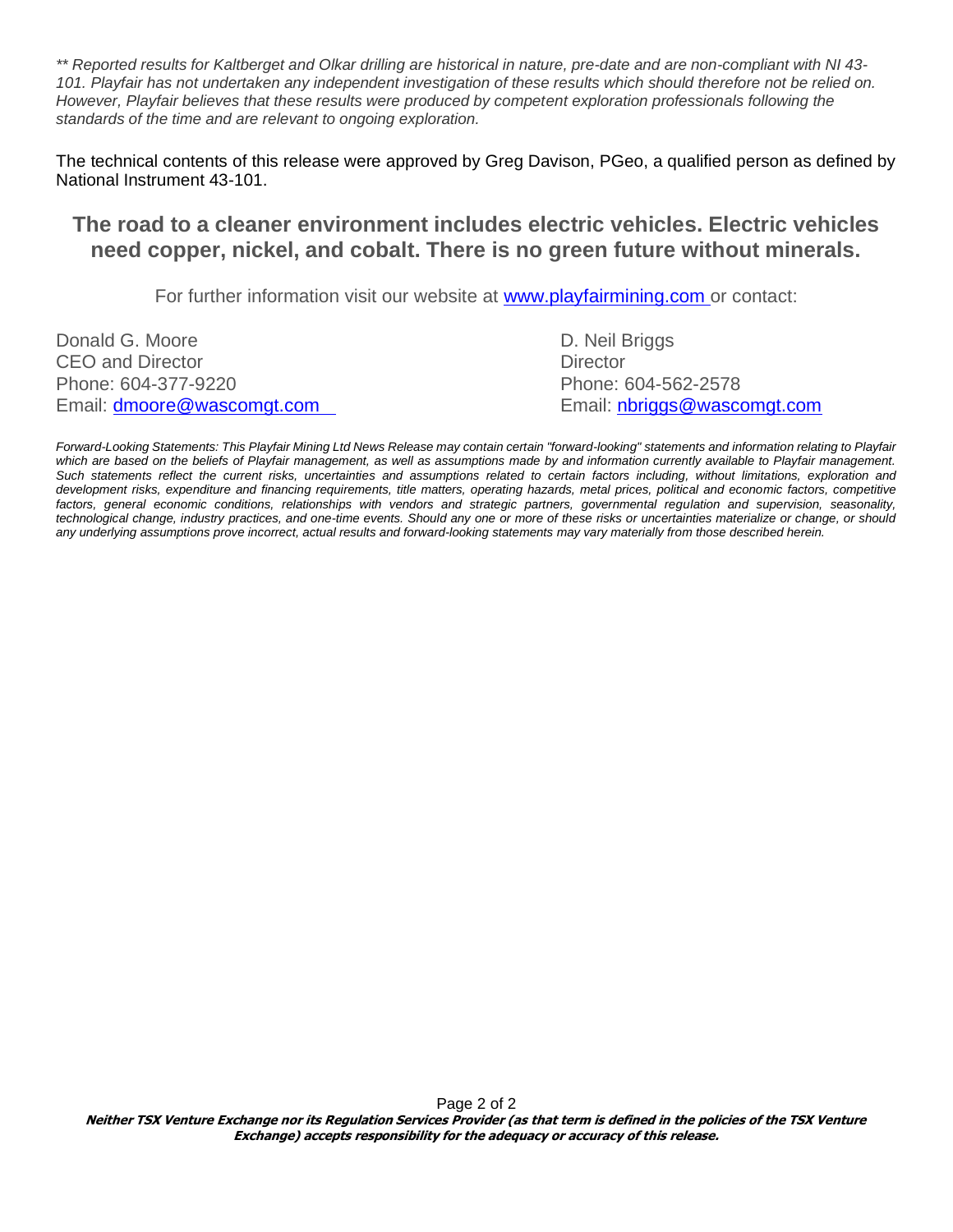*** Reported results for Kaltberget and Olkar drilling are historical in nature, pre-date and are non-compliant with NI 43-101. Playfair has not undertaken any independent investigation of these results which should therefore not be relied on. However, Playfair believes that these results were produced by competent exploration professionals following the standards of the time and are relevant to ongoing exploration.*

The technical contents of this release were approved by Greg Davison, PGeo, a qualified person as defined by National Instrument 43-101.

## The road to a cleaner environment includes electric vehicles. Electric vehicles need copper, nickel, and cobalt. There is no green future without minerals.

For further information visit our website at [www.playfairmining.com](http://www.playfairmining.com) or contact:

Donald G. Moore
CEO and Director
Phone: 604-377-9220
Email: [dmoore@wascomgt.com](mailto:dmoore@wascomgt.com)

D. Neil Briggs
Director
Phone: 604-562-2578
Email: [nbriggs@wascomgt.com](mailto:nbriggs@wascomgt.com)

*Forward-Looking Statements: This Playfair Mining Ltd News Release may contain certain "forward-looking" statements and information relating to Playfair which are based on the beliefs of Playfair management, as well as assumptions made by and information currently available to Playfair management. Such statements reflect the current risks, uncertainties and assumptions related to certain factors including, without limitations, exploration and development risks, expenditure and financing requirements, title matters, operating hazards, metal prices, political and economic factors, competitive factors, general economic conditions, relationships with vendors and strategic partners, governmental regulation and supervision, seasonality, technological change, industry practices, and one-time events. Should any one or more of these risks or uncertainties materialize or change, or should any underlying assumptions prove incorrect, actual results and forward-looking statements may vary materially from those described herein.*

***Neither TSX Venture Exchange nor its Regulation Services Provider (as that term is defined in the policies of the TSX Venture Exchange) accepts responsibility for the adequacy or accuracy of this release.***